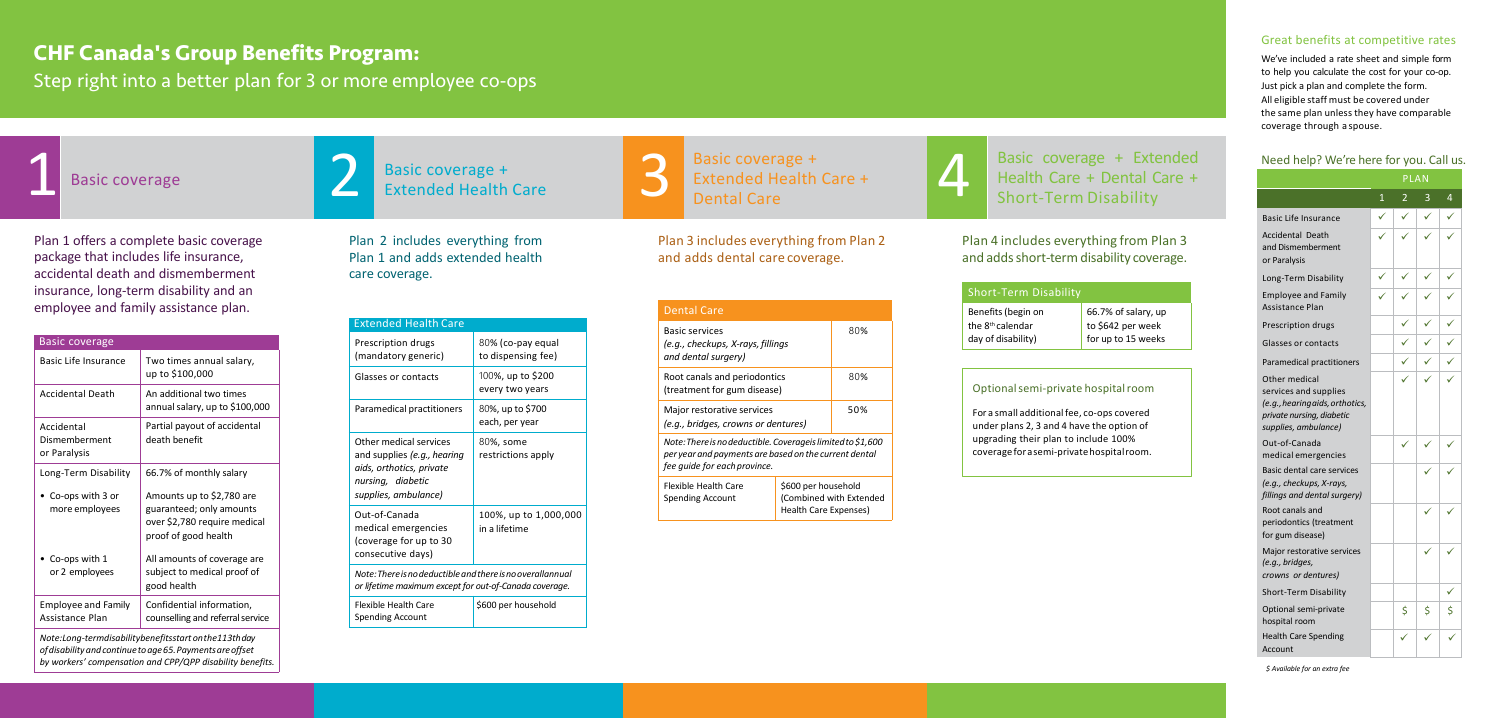# CHF Canada's Group Benefits Program:

## Step right into a better plan for 3 or more employee co-ops

## 1 Basic coverage

Plan 1 offers a complete basic coverage package that includes life insurance, accidental death and dismemberment insurance, long-term disability and an employee and family assistance plan.

| Basic coverage | |
|---|---|
| Basic Life Insurance | Two times annual salary, up to $100,000 |
| Accidental Death | An additional two times annual salary, up to $100,000 |
| Accidental Dismemberment or Paralysis | Partial payout of accidental death benefit |
| Long-Term Disability | 66.7% of monthly salary |
| • Co-ops with 3 or more employees | Amounts up to $2,780 are guaranteed; only amounts over $2,780 require medical proof of good health |
| • Co-ops with 1 or 2 employees | All amounts of coverage are subject to medical proof of good health |
| Employee and Family Assistance Plan | Confidential information, counselling and referral service |
| *Note: Long-term disability benefits start on the 113th day of disability and continue to age 65. Payments are offset by workers' compensation and CPP/QPP disability benefits.* | |

## 2 Basic coverage + Extended Health Care

Plan 2 includes everything from Plan 1 and adds extended health care coverage.

| Extended Health Care | |
|---|---|
| Prescription drugs (mandatory generic) | 80% (co-pay equal to dispensing fee) |
| Glasses or contacts | 100%, up to $200 every two years |
| Paramedical practitioners | 80%, up to $700 each, per year |
| Other medical services and supplies *(e.g., hearing aids, orthotics, private nursing, diabetic supplies, ambulance)* | 80%, some restrictions apply |
| Out-of-Canada medical emergencies (coverage for up to 30 consecutive days) | 100%, up to 1,000,000 in a lifetime |
| *Note: There is no deductible and there is no overall annual or lifetime maximum except for out-of-Canada coverage.* | |
| Flexible Health Care Spending Account | $600 per household |

## 3 Basic coverage + Extended Health Care + Dental Care

Plan 3 includes everything from Plan 2 and adds dental care coverage.

| Dental Care | |
|---|---|
| Basic services *(e.g., checkups, X-rays, fillings and dental surgery)* | 80% |
| Root canals and periodontics (treatment for gum disease) | 80% |
| Major restorative services *(e.g., bridges, crowns or dentures)* | 50% |
| *Note: There is no deductible. Coverage is limited to $1,600 per year and payments are based on the current dental fee guide for each province.* | |
| Flexible Health Care Spending Account | $600 per household (Combined with Extended Health Care Expenses) |

## 4 Basic coverage + Extended Health Care + Dental Care + Short-Term Disability

Plan 4 includes everything from Plan 3 and adds short-term disability coverage.

| Short-Term Disability | |
|---|---|
| Benefits (begin on the 8th calendar day of disability) | 66.7% of salary, up to $642 per week for up to 15 weeks |

### Optional semi-private hospital room

For a small additional fee, co-ops covered under plans 2, 3 and 4 have the option of upgrading their plan to include 100% coverage for a semi-private hospital room.

### Great benefits at competitive rates

We've included a rate sheet and simple form to help you calculate the cost for your co-op. Just pick a plan and complete the form. All eligible staff must be covered under the same plan unless they have comparable coverage through a spouse.

### Need help? We're here for you. Call us.

| | PLAN 1 | PLAN 2 | PLAN 3 | PLAN 4 |
|---|---|---|---|---|
| Basic Life Insurance | ✓ | ✓ | ✓ | ✓ |
| Accidental Death and Dismemberment or Paralysis | ✓ | ✓ | ✓ | ✓ |
| Long-Term Disability | ✓ | ✓ | ✓ | ✓ |
| Employee and Family Assistance Plan | ✓ | ✓ | ✓ | ✓ |
| Prescription drugs | | ✓ | ✓ | ✓ |
| Glasses or contacts | | ✓ | ✓ | ✓ |
| Paramedical practitioners | | ✓ | ✓ | ✓ |
| Other medical services and supplies *(e.g., hearing aids, orthotics, private nursing, diabetic supplies, ambulance)* | | ✓ | ✓ | ✓ |
| Out-of-Canada medical emergencies | | ✓ | ✓ | ✓ |
| Basic dental care services *(e.g., checkups, X-rays, fillings and dental surgery)* | | | ✓ | ✓ |
| Root canals and periodontics (treatment for gum disease) | | | ✓ | ✓ |
| Major restorative services *(e.g., bridges, crowns or dentures)* | | | ✓ | ✓ |
| Short-Term Disability | | | | ✓ |
| Optional semi-private hospital room | | $ | $ | $ |
| Health Care Spending Account | | ✓ | ✓ | ✓ |

*$ Available for an extra fee*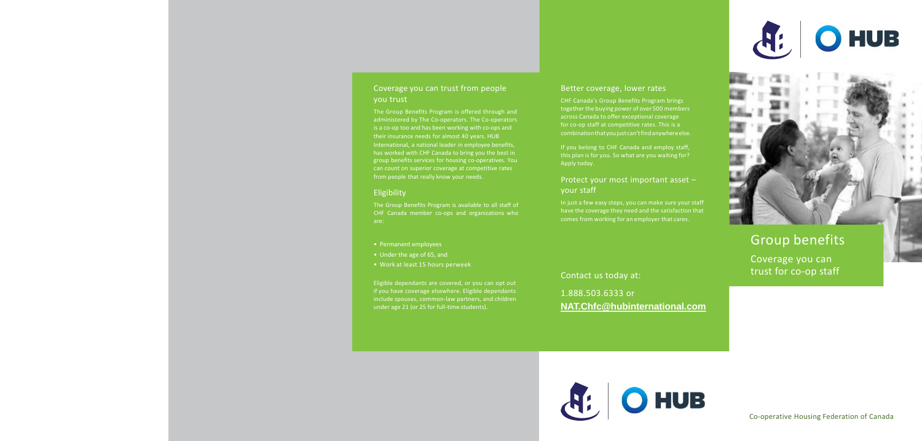## Coverage you can trust from people you trust

The Group Benefits Program is offered through and administered by The Co-operators. The Co-operators is a co-op too and has been working with co-ops and their insurance needs for almost 40 years. HUB International, a national leader in employee benefits, has worked with CHF Canada to bring you the best in group benefits services for housing co-operatives. You can count on superior coverage at competitive rates from people that really know your needs.

## Eligibility

The Group Benefits Program is available to all staff of CHF Canada member co-ops and organizations who are:

- Permanent employees
- Under the age of 65, and
- Work at least 15 hours perweek

Eligible dependants are covered, or you can opt out if you have coverage elsewhere. Eligible dependants include spouses, common-law partners, and children under age 21 (or 25 for full-time students).

## Better coverage, lower rates

CHF Canada's Group Benefits Program brings together the buying power of over 500 members across Canada to offer exceptional coverage for co-op staff at competitive rates. This is a combinationthatyoujustcan'tfindanywhereelse.

If you belong to CHF Canada and employ staff, this plan is for you. So what are you waiting for? Apply today.

## Protect your most important asset – your staff

In just a few easy steps, you can make sure your staff have the coverage they need and the satisfaction that comes from working for an employer that cares.

Contact us today at:

1.888.503.6333 or
**NAT.Chfc@hubinternational.com**

# Group benefits

Coverage you can trust for co-op staff

Co-operative Housing Federation of Canada